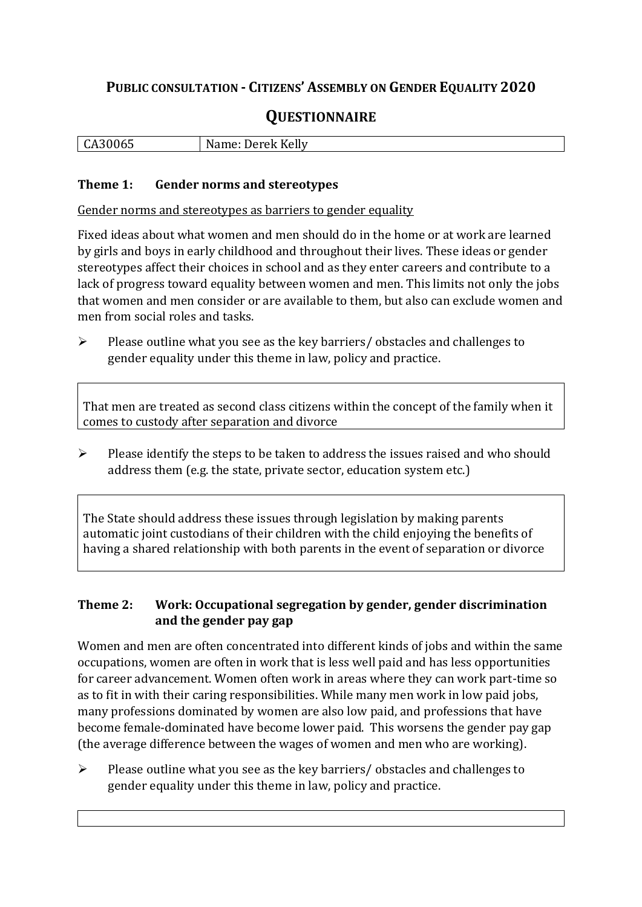# PUBLIC CONSULTATION - CITIZENS' ASSEMBLY ON GENDER EQUALITY 2020

## QUESTIONNAIRE

| CA30065 | Name: Derek Kelly |
|---|---|

### Theme 1: Gender norms and stereotypes

Gender norms and stereotypes as barriers to gender equality

Fixed ideas about what women and men should do in the home or at work are learned by girls and boys in early childhood and throughout their lives. These ideas or gender stereotypes affect their choices in school and as they enter careers and contribute to a lack of progress toward equality between women and men. This limits not only the jobs that women and men consider or are available to them, but also can exclude women and men from social roles and tasks.

- Please outline what you see as the key barriers/ obstacles and challenges to gender equality under this theme in law, policy and practice.

That men are treated as second class citizens within the concept of the family when it comes to custody after separation and divorce

- Please identify the steps to be taken to address the issues raised and who should address them (e.g. the state, private sector, education system etc.)

The State should address these issues through legislation by making parents automatic joint custodians of their children with the child enjoying the benefits of having a shared relationship with both parents in the event of separation or divorce

### Theme 2: Work: Occupational segregation by gender, gender discrimination and the gender pay gap

Women and men are often concentrated into different kinds of jobs and within the same occupations, women are often in work that is less well paid and has less opportunities for career advancement. Women often work in areas where they can work part-time so as to fit in with their caring responsibilities. While many men work in low paid jobs, many professions dominated by women are also low paid, and professions that have become female-dominated have become lower paid. This worsens the gender pay gap (the average difference between the wages of women and men who are working).

- Please outline what you see as the key barriers/ obstacles and challenges to gender equality under this theme in law, policy and practice.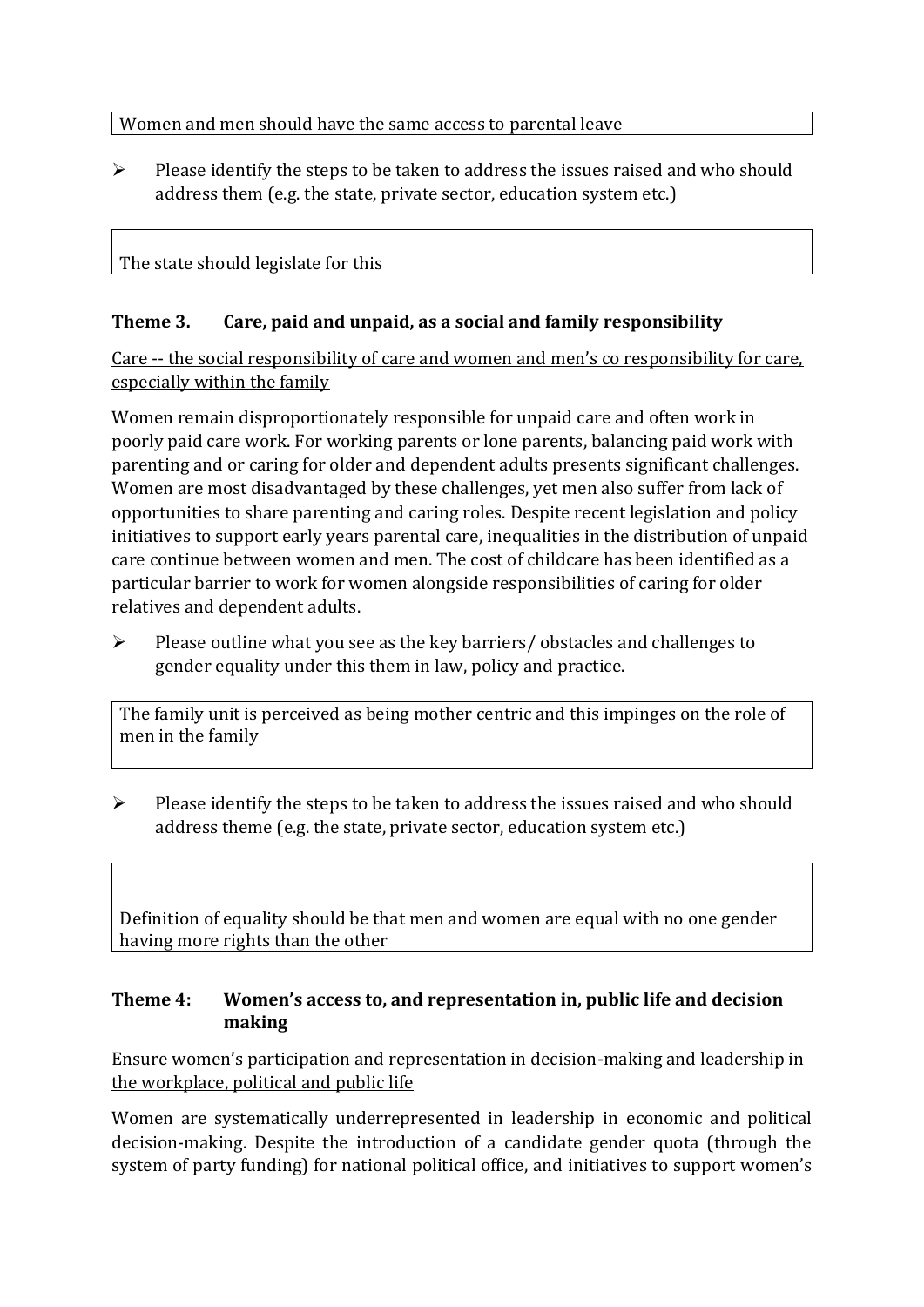Women and men should have the same access to parental leave

- Please identify the steps to be taken to address the issues raised and who should address them (e.g. the state, private sector, education system etc.)

The state should legislate for this

### Theme 3. Care, paid and unpaid, as a social and family responsibility

Care -- the social responsibility of care and women and men's co responsibility for care, especially within the family

Women remain disproportionately responsible for unpaid care and often work in poorly paid care work. For working parents or lone parents, balancing paid work with parenting and or caring for older and dependent adults presents significant challenges. Women are most disadvantaged by these challenges, yet men also suffer from lack of opportunities to share parenting and caring roles. Despite recent legislation and policy initiatives to support early years parental care, inequalities in the distribution of unpaid care continue between women and men. The cost of childcare has been identified as a particular barrier to work for women alongside responsibilities of caring for older relatives and dependent adults.

- Please outline what you see as the key barriers/ obstacles and challenges to gender equality under this them in law, policy and practice.

The family unit is perceived as being mother centric and this impinges on the role of men in the family

- Please identify the steps to be taken to address the issues raised and who should address theme (e.g. the state, private sector, education system etc.)

Definition of equality should be that men and women are equal with no one gender having more rights than the other

### Theme 4: Women's access to, and representation in, public life and decision making

Ensure women's participation and representation in decision-making and leadership in the workplace, political and public life

Women are systematically underrepresented in leadership in economic and political decision-making. Despite the introduction of a candidate gender quota (through the system of party funding) for national political office, and initiatives to support women's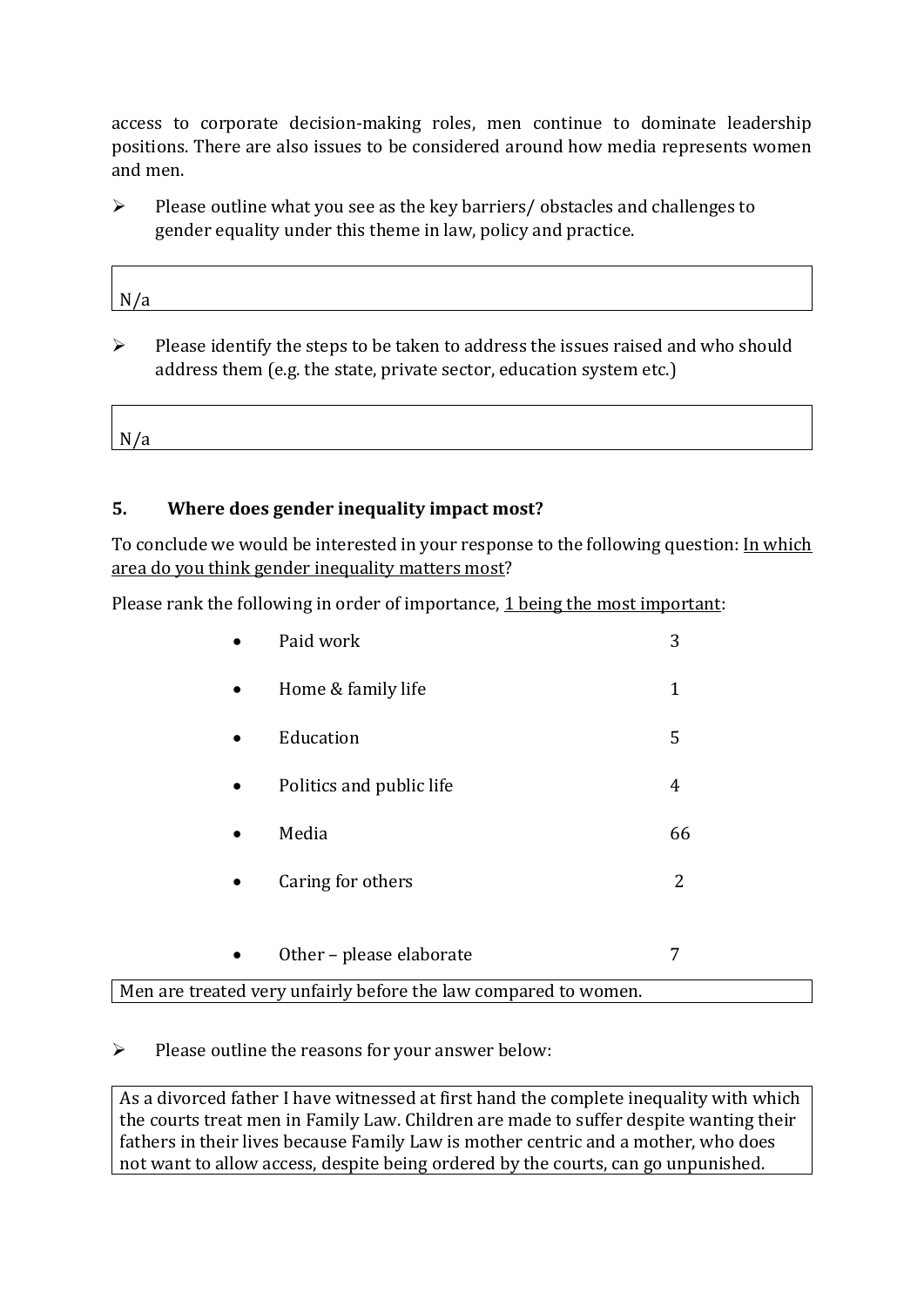access to corporate decision-making roles, men continue to dominate leadership positions. There are also issues to be considered around how media represents women and men.

- Please outline what you see as the key barriers/ obstacles and challenges to gender equality under this theme in law, policy and practice.

N/a

- Please identify the steps to be taken to address the issues raised and who should address them (e.g. the state, private sector, education system etc.)

N/a

## 5. Where does gender inequality impact most?

To conclude we would be interested in your response to the following question: In which area do you think gender inequality matters most?

Please rank the following in order of importance, 1 being the most important:

| | |
|---|---|
| Paid work | 3 |
| Home & family life | 1 |
| Education | 5 |
| Politics and public life | 4 |
| Media | 66 |
| Caring for others | 2 |
| Other – please elaborate | 7 |

Men are treated very unfairly before the law compared to women.

- Please outline the reasons for your answer below:

As a divorced father I have witnessed at first hand the complete inequality with which the courts treat men in Family Law. Children are made to suffer despite wanting their fathers in their lives because Family Law is mother centric and a mother, who does not want to allow access, despite being ordered by the courts, can go unpunished.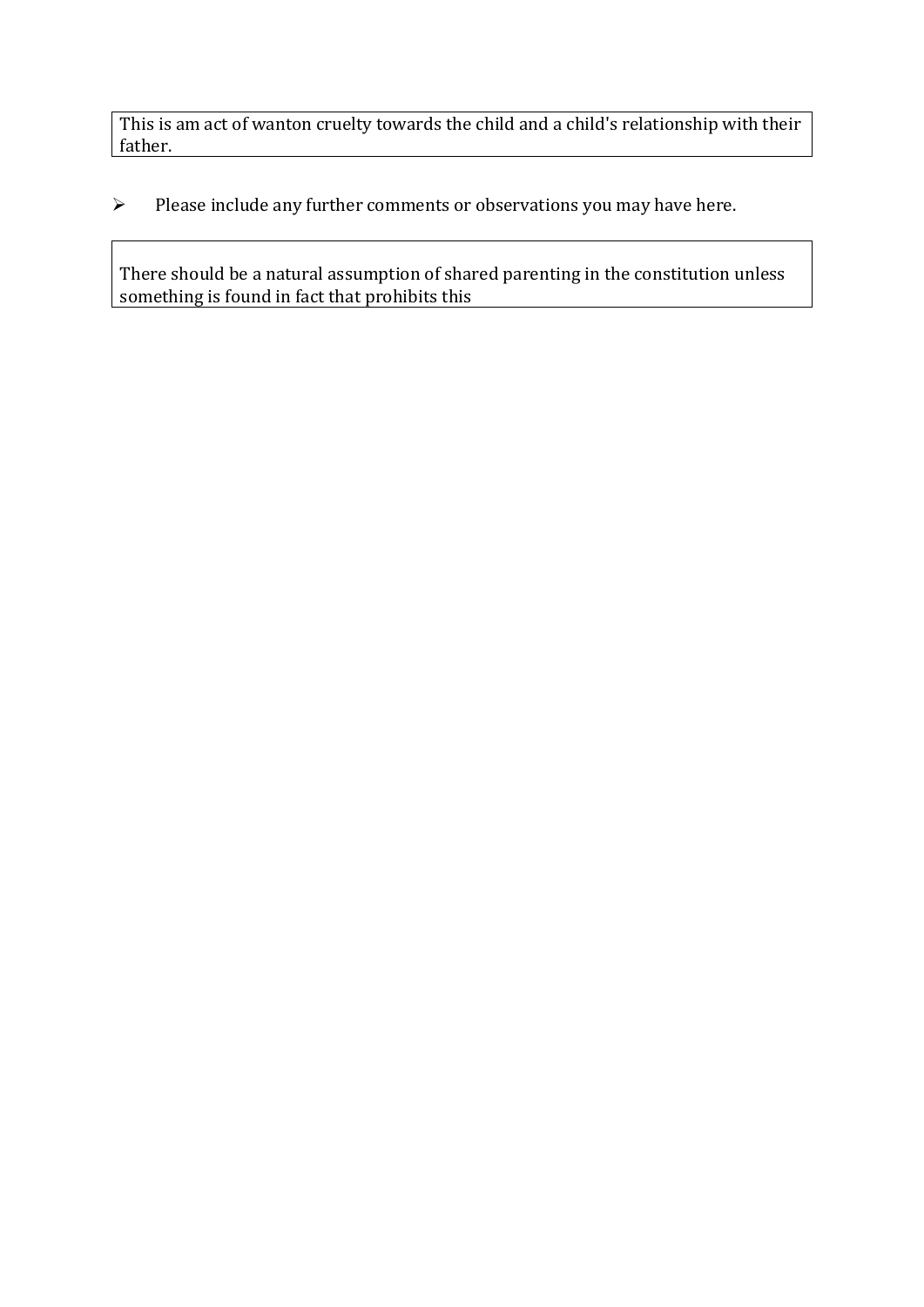This is am act of wanton cruelty towards the child and a child's relationship with their father.

- Please include any further comments or observations you may have here.

There should be a natural assumption of shared parenting in the constitution unless something is found in fact that prohibits this